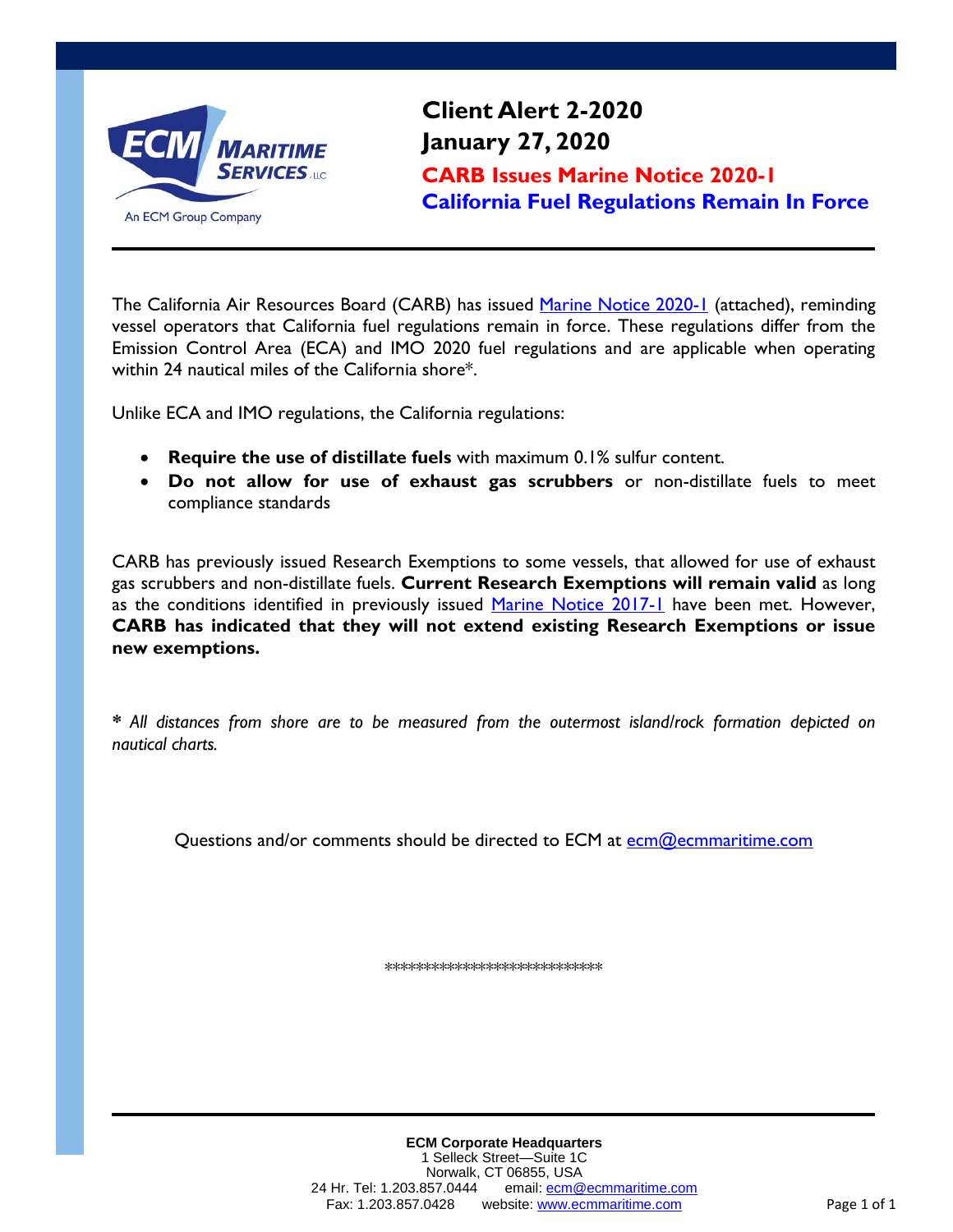ECM Maritime Services, LLC
An ECM Group Company

# Client Alert 2-2020
## January 27, 2020
### CARB Issues Marine Notice 2020-1
### California Fuel Regulations Remain In Force

The California Air Resources Board (CARB) has issued Marine Notice 2020-1 (attached), reminding vessel operators that California fuel regulations remain in force. These regulations differ from the Emission Control Area (ECA) and IMO 2020 fuel regulations and are applicable when operating within 24 nautical miles of the California shore*.

Unlike ECA and IMO regulations, the California regulations:

- **Require the use of distillate fuels** with maximum 0.1% sulfur content.
- **Do not allow for use of exhaust gas scrubbers** or non-distillate fuels to meet compliance standards

CARB has previously issued Research Exemptions to some vessels, that allowed for use of exhaust gas scrubbers and non-distillate fuels. **Current Research Exemptions will remain valid** as long as the conditions identified in previously issued Marine Notice 2017-1 have been met. However, **CARB has indicated that they will not extend existing Research Exemptions or issue new exemptions.**

*\* All distances from shore are to be measured from the outermost island/rock formation depicted on nautical charts.*

Questions and/or comments should be directed to ECM at ecm@ecmmaritime.com

****************************

**ECM Corporate Headquarters**
1 Selleck Street—Suite 1C
Norwalk, CT 06855, USA
24 Hr. Tel: 1.203.857.0444 email: ecm@ecmmaritime.com
Fax: 1.203.857.0428 website: www.ecmmaritime.com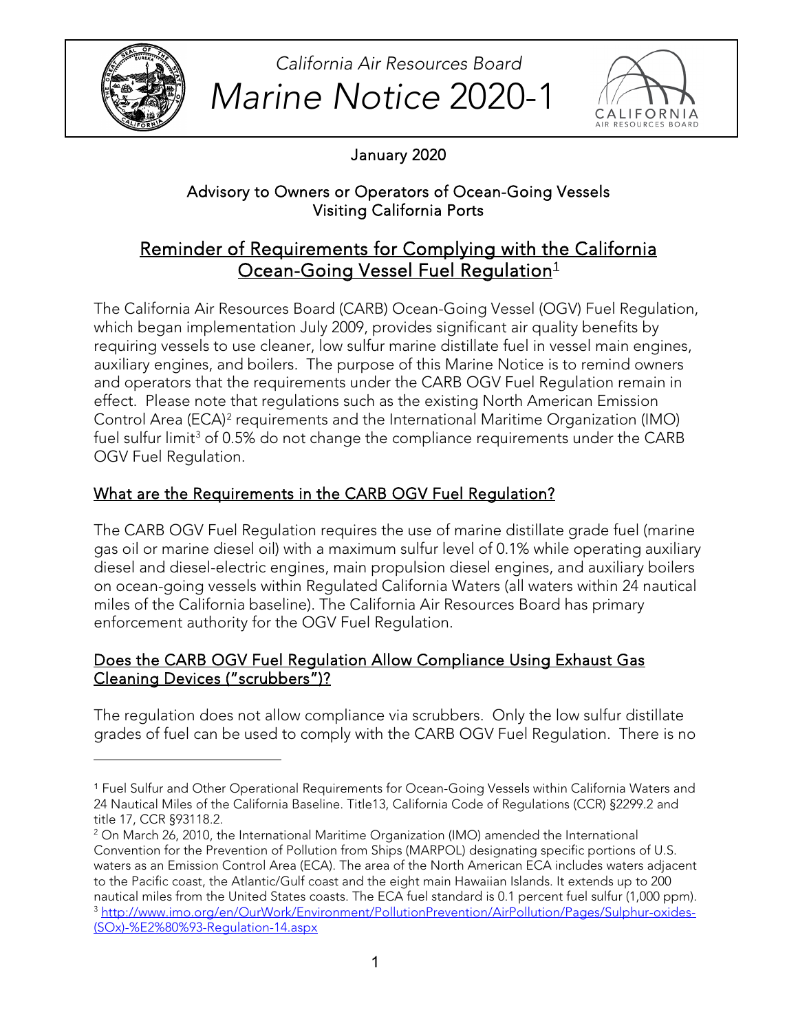California Air Resources Board

# *Marine Notice* 2020-1

January 2020

Advisory to Owners or Operators of Ocean-Going Vessels Visiting California Ports

## Reminder of Requirements for Complying with the California Ocean-Going Vessel Fuel Regulation[1]

The California Air Resources Board (CARB) Ocean-Going Vessel (OGV) Fuel Regulation, which began implementation July 2009, provides significant air quality benefits by requiring vessels to use cleaner, low sulfur marine distillate fuel in vessel main engines, auxiliary engines, and boilers. The purpose of this Marine Notice is to remind owners and operators that the requirements under the CARB OGV Fuel Regulation remain in effect. Please note that regulations such as the existing North American Emission Control Area (ECA)[2] requirements and the International Maritime Organization (IMO) fuel sulfur limit[3] of 0.5% do not change the compliance requirements under the CARB OGV Fuel Regulation.

### What are the Requirements in the CARB OGV Fuel Regulation?

The CARB OGV Fuel Regulation requires the use of marine distillate grade fuel (marine gas oil or marine diesel oil) with a maximum sulfur level of 0.1% while operating auxiliary diesel and diesel-electric engines, main propulsion diesel engines, and auxiliary boilers on ocean-going vessels within Regulated California Waters (all waters within 24 nautical miles of the California baseline). The California Air Resources Board has primary enforcement authority for the OGV Fuel Regulation.

### Does the CARB OGV Fuel Regulation Allow Compliance Using Exhaust Gas Cleaning Devices ("scrubbers")?

The regulation does not allow compliance via scrubbers. Only the low sulfur distillate grades of fuel can be used to comply with the CARB OGV Fuel Regulation. There is no

---

[1] Fuel Sulfur and Other Operational Requirements for Ocean-Going Vessels within California Waters and 24 Nautical Miles of the California Baseline. Title13, California Code of Regulations (CCR) §2299.2 and title 17, CCR §93118.2.

[2] On March 26, 2010, the International Maritime Organization (IMO) amended the International Convention for the Prevention of Pollution from Ships (MARPOL) designating specific portions of U.S. waters as an Emission Control Area (ECA). The area of the North American ECA includes waters adjacent to the Pacific coast, the Atlantic/Gulf coast and the eight main Hawaiian Islands. It extends up to 200 nautical miles from the United States coasts. The ECA fuel standard is 0.1 percent fuel sulfur (1,000 ppm).

[3] http://www.imo.org/en/OurWork/Environment/PollutionPrevention/AirPollution/Pages/Sulphur-oxides-(SOx)-%E2%80%93-Regulation-14.aspx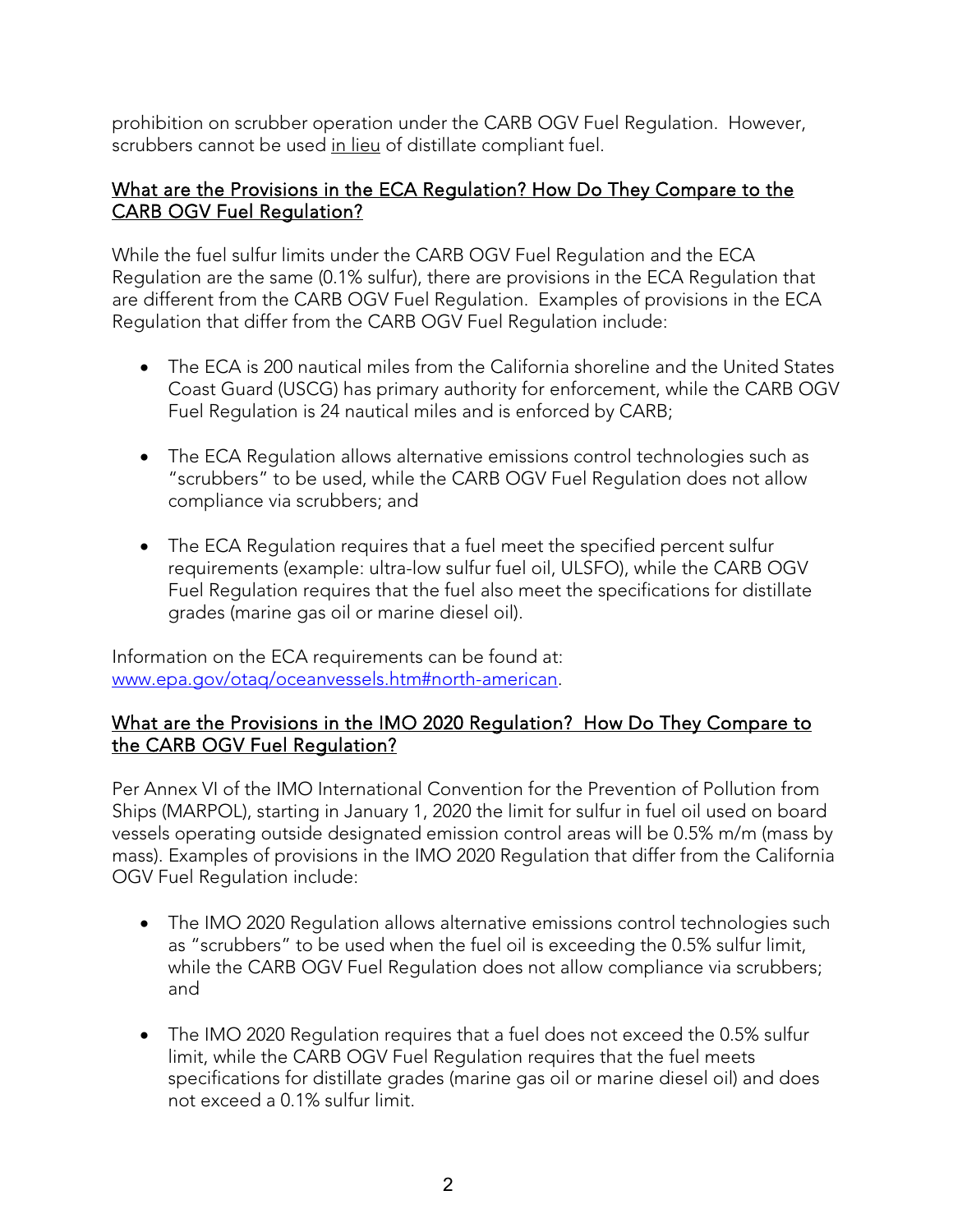prohibition on scrubber operation under the CARB OGV Fuel Regulation. However, scrubbers cannot be used <u>in lieu</u> of distillate compliant fuel.

## <u>What are the Provisions in the ECA Regulation? How Do They Compare to the CARB OGV Fuel Regulation?</u>

While the fuel sulfur limits under the CARB OGV Fuel Regulation and the ECA Regulation are the same (0.1% sulfur), there are provisions in the ECA Regulation that are different from the CARB OGV Fuel Regulation. Examples of provisions in the ECA Regulation that differ from the CARB OGV Fuel Regulation include:

- The ECA is 200 nautical miles from the California shoreline and the United States Coast Guard (USCG) has primary authority for enforcement, while the CARB OGV Fuel Regulation is 24 nautical miles and is enforced by CARB;

- The ECA Regulation allows alternative emissions control technologies such as "scrubbers" to be used, while the CARB OGV Fuel Regulation does not allow compliance via scrubbers; and

- The ECA Regulation requires that a fuel meet the specified percent sulfur requirements (example: ultra-low sulfur fuel oil, ULSFO), while the CARB OGV Fuel Regulation requires that the fuel also meet the specifications for distillate grades (marine gas oil or marine diesel oil).

Information on the ECA requirements can be found at: [www.epa.gov/otaq/oceanvessels.htm#north-american](www.epa.gov/otaq/oceanvessels.htm#north-american).

## <u>What are the Provisions in the IMO 2020 Regulation? How Do They Compare to the CARB OGV Fuel Regulation?</u>

Per Annex VI of the IMO International Convention for the Prevention of Pollution from Ships (MARPOL), starting in January 1, 2020 the limit for sulfur in fuel oil used on board vessels operating outside designated emission control areas will be 0.5% m/m (mass by mass). Examples of provisions in the IMO 2020 Regulation that differ from the California OGV Fuel Regulation include:

- The IMO 2020 Regulation allows alternative emissions control technologies such as "scrubbers" to be used when the fuel oil is exceeding the 0.5% sulfur limit, while the CARB OGV Fuel Regulation does not allow compliance via scrubbers; and

- The IMO 2020 Regulation requires that a fuel does not exceed the 0.5% sulfur limit, while the CARB OGV Fuel Regulation requires that the fuel meets specifications for distillate grades (marine gas oil or marine diesel oil) and does not exceed a 0.1% sulfur limit.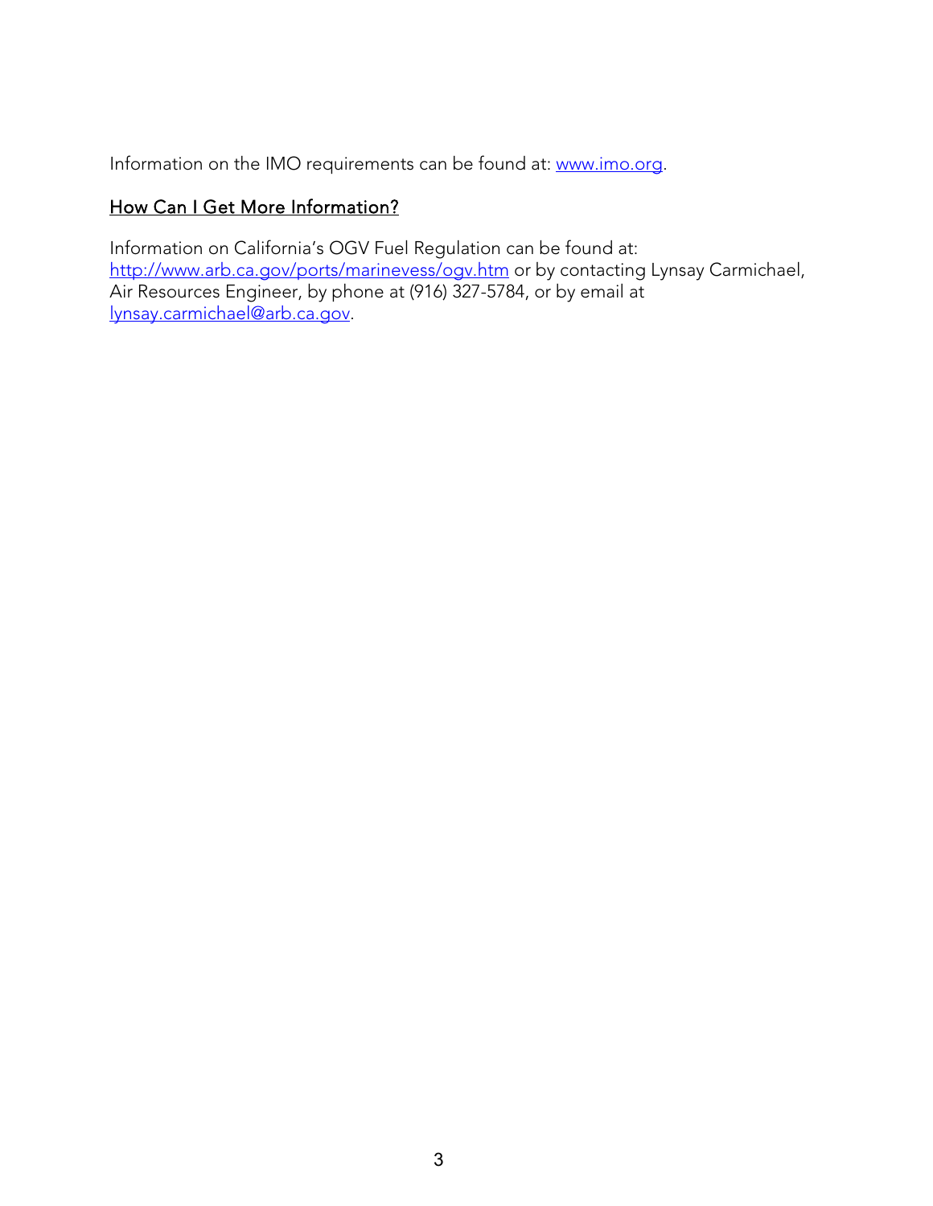Information on the IMO requirements can be found at: [www.imo.org](http://www.imo.org).

## How Can I Get More Information?

Information on California's OGV Fuel Regulation can be found at: [http://www.arb.ca.gov/ports/marinevess/ogv.htm](http://www.arb.ca.gov/ports/marinevess/ogv.htm) or by contacting Lynsay Carmichael, Air Resources Engineer, by phone at (916) 327-5784, or by email at [lynsay.carmichael@arb.ca.gov](mailto:lynsay.carmichael@arb.ca.gov).